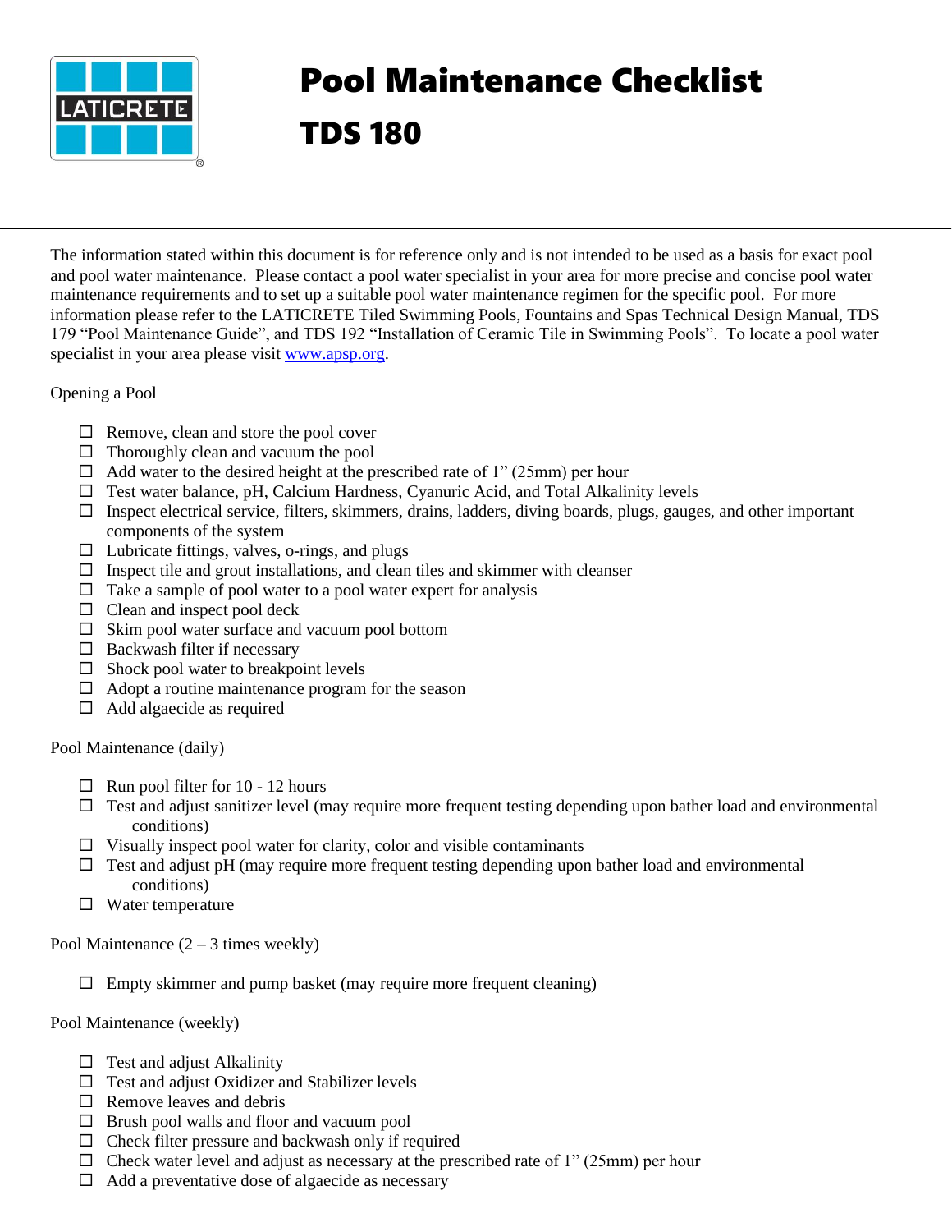# Pool Maintenance Checklist

# TDS 180

The information stated within this document is for reference only and is not intended to be used as a basis for exact pool and pool water maintenance. Please contact a pool water specialist in your area for more precise and concise pool water maintenance requirements and to set up a suitable pool water maintenance regimen for the specific pool. For more information please refer to the LATICRETE Tiled Swimming Pools, Fountains and Spas Technical Design Manual, TDS 179 "Pool Maintenance Guide", and TDS 192 "Installation of Ceramic Tile in Swimming Pools". To locate a pool water specialist in your area please visit [www.apsp.org](http://www.apsp.org).

Opening a Pool

- ☐ Remove, clean and store the pool cover
- ☐ Thoroughly clean and vacuum the pool
- ☐ Add water to the desired height at the prescribed rate of 1" (25mm) per hour
- ☐ Test water balance, pH, Calcium Hardness, Cyanuric Acid, and Total Alkalinity levels
- ☐ Inspect electrical service, filters, skimmers, drains, ladders, diving boards, plugs, gauges, and other important components of the system
- ☐ Lubricate fittings, valves, o-rings, and plugs
- ☐ Inspect tile and grout installations, and clean tiles and skimmer with cleanser
- ☐ Take a sample of pool water to a pool water expert for analysis
- ☐ Clean and inspect pool deck
- ☐ Skim pool water surface and vacuum pool bottom
- ☐ Backwash filter if necessary
- ☐ Shock pool water to breakpoint levels
- ☐ Adopt a routine maintenance program for the season
- ☐ Add algaecide as required

Pool Maintenance (daily)

- ☐ Run pool filter for 10 - 12 hours
- ☐ Test and adjust sanitizer level (may require more frequent testing depending upon bather load and environmental conditions)
- ☐ Visually inspect pool water for clarity, color and visible contaminants
- ☐ Test and adjust pH (may require more frequent testing depending upon bather load and environmental conditions)
- ☐ Water temperature

Pool Maintenance (2 – 3 times weekly)

- ☐ Empty skimmer and pump basket (may require more frequent cleaning)

Pool Maintenance (weekly)

- ☐ Test and adjust Alkalinity
- ☐ Test and adjust Oxidizer and Stabilizer levels
- ☐ Remove leaves and debris
- ☐ Brush pool walls and floor and vacuum pool
- ☐ Check filter pressure and backwash only if required
- ☐ Check water level and adjust as necessary at the prescribed rate of 1" (25mm) per hour
- ☐ Add a preventative dose of algaecide as necessary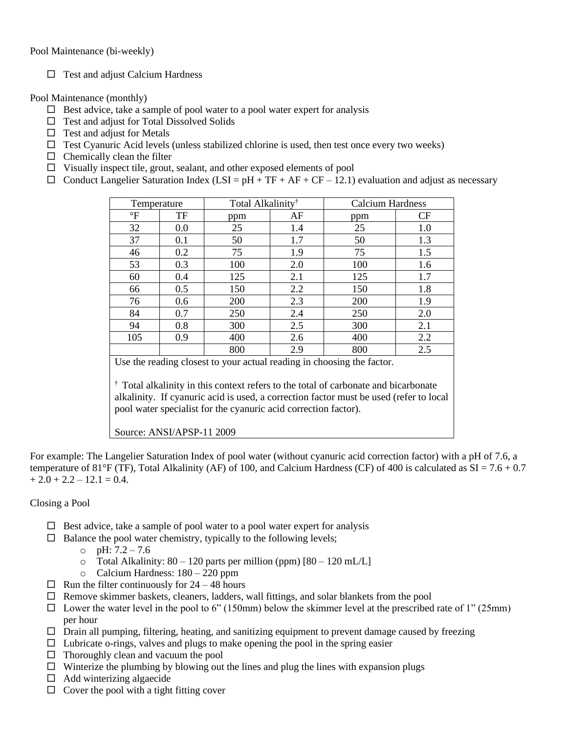Pool Maintenance (bi-weekly)

- ☐ Test and adjust Calcium Hardness

Pool Maintenance (monthly)

- ☐ Best advice, take a sample of pool water to a pool water expert for analysis
- ☐ Test and adjust for Total Dissolved Solids
- ☐ Test and adjust for Metals
- ☐ Test Cyanuric Acid levels (unless stabilized chlorine is used, then test once every two weeks)
- ☐ Chemically clean the filter
- ☐ Visually inspect tile, grout, sealant, and other exposed elements of pool
- ☐ Conduct Langelier Saturation Index (LSI = pH + TF + AF + CF – 12.1) evaluation and adjust as necessary

| Temperature | | Total Alkalinity† | | Calcium Hardness | |
|---|---|---|---|---|---|
| °F | TF | ppm | AF | ppm | CF |
| 32 | 0.0 | 25 | 1.4 | 25 | 1.0 |
| 37 | 0.1 | 50 | 1.7 | 50 | 1.3 |
| 46 | 0.2 | 75 | 1.9 | 75 | 1.5 |
| 53 | 0.3 | 100 | 2.0 | 100 | 1.6 |
| 60 | 0.4 | 125 | 2.1 | 125 | 1.7 |
| 66 | 0.5 | 150 | 2.2 | 150 | 1.8 |
| 76 | 0.6 | 200 | 2.3 | 200 | 1.9 |
| 84 | 0.7 | 250 | 2.4 | 250 | 2.0 |
| 94 | 0.8 | 300 | 2.5 | 300 | 2.1 |
| 105 | 0.9 | 400 | 2.6 | 400 | 2.2 |
| | | 800 | 2.9 | 800 | 2.5 |

Use the reading closest to your actual reading in choosing the factor.

† Total alkalinity in this context refers to the total of carbonate and bicarbonate alkalinity. If cyanuric acid is used, a correction factor must be used (refer to local pool water specialist for the cyanuric acid correction factor).

Source: ANSI/APSP-11 2009

For example: The Langelier Saturation Index of pool water (without cyanuric acid correction factor) with a pH of 7.6, a temperature of 81°F (TF), Total Alkalinity (AF) of 100, and Calcium Hardness (CF) of 400 is calculated as SI = 7.6 + 0.7 + 2.0 + 2.2 – 12.1 = 0.4.

Closing a Pool

- ☐ Best advice, take a sample of pool water to a pool water expert for analysis
- ☐ Balance the pool water chemistry, typically to the following levels;
  - pH: 7.2 – 7.6
  - Total Alkalinity: 80 – 120 parts per million (ppm) [80 – 120 mL/L]
  - Calcium Hardness: 180 – 220 ppm
- ☐ Run the filter continuously for 24 – 48 hours
- ☐ Remove skimmer baskets, cleaners, ladders, wall fittings, and solar blankets from the pool
- ☐ Lower the water level in the pool to 6" (150mm) below the skimmer level at the prescribed rate of 1" (25mm) per hour
- ☐ Drain all pumping, filtering, heating, and sanitizing equipment to prevent damage caused by freezing
- ☐ Lubricate o-rings, valves and plugs to make opening the pool in the spring easier
- ☐ Thoroughly clean and vacuum the pool
- ☐ Winterize the plumbing by blowing out the lines and plug the lines with expansion plugs
- ☐ Add winterizing algaecide
- ☐ Cover the pool with a tight fitting cover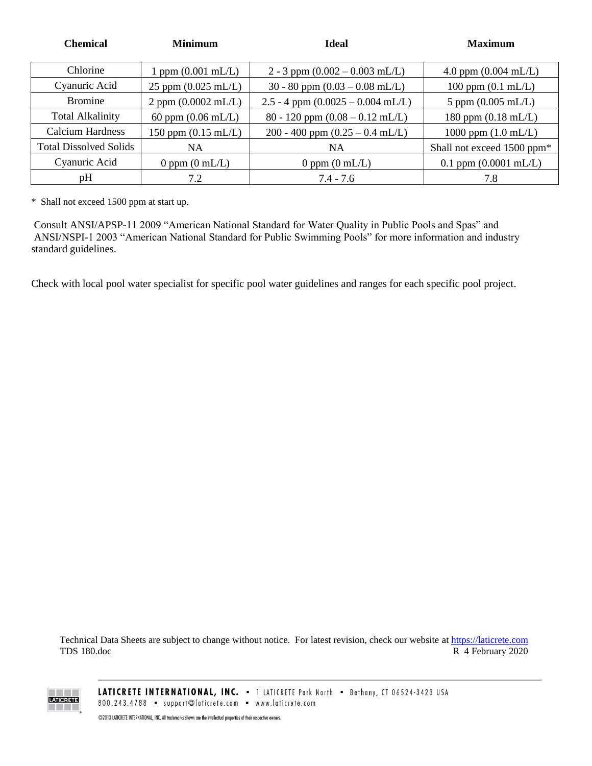| Chemical | Minimum | Ideal | Maximum |
|---|---|---|---|
| Chlorine | 1 ppm (0.001 mL/L) | 2 - 3 ppm (0.002 – 0.003 mL/L) | 4.0 ppm (0.004 mL/L) |
| Cyanuric Acid | 25 ppm (0.025 mL/L) | 30 - 80 ppm (0.03 – 0.08 mL/L) | 100 ppm (0.1 mL/L) |
| Bromine | 2 ppm (0.0002 mL/L) | 2.5 - 4 ppm (0.0025 – 0.004 mL/L) | 5 ppm (0.005 mL/L) |
| Total Alkalinity | 60 ppm (0.06 mL/L) | 80 - 120 ppm (0.08 – 0.12 mL/L) | 180 ppm (0.18 mL/L) |
| Calcium Hardness | 150 ppm (0.15 mL/L) | 200 - 400 ppm (0.25 – 0.4 mL/L) | 1000 ppm (1.0 mL/L) |
| Total Dissolved Solids | NA | NA | Shall not exceed 1500 ppm* |
| Cyanuric Acid | 0 ppm (0 mL/L) | 0 ppm (0 mL/L) | 0.1 ppm (0.0001 mL/L) |
| pH | 7.2 | 7.4 - 7.6 | 7.8 |

\* Shall not exceed 1500 ppm at start up.

Consult ANSI/APSP-11 2009 "American National Standard for Water Quality in Public Pools and Spas" and ANSI/NSPI-1 2003 "American National Standard for Public Swimming Pools" for more information and industry standard guidelines.

Check with local pool water specialist for specific pool water guidelines and ranges for each specific pool project.

Technical Data Sheets are subject to change without notice. For latest revision, check our website at https://laticrete.com

TDS 180.doc R 4 February 2020

**LATICRETE INTERNATIONAL, INC.** ▪ 1 LATICRETE Park North ▪ Bethany, CT 06524-3423 USA

800.243.4788 ▪ support@laticrete.com ▪ www.laticrete.com

©2013 LATICRETE INTERNATIONAL, INC. All trademarks shown are the intellectual properties of their respective owners.